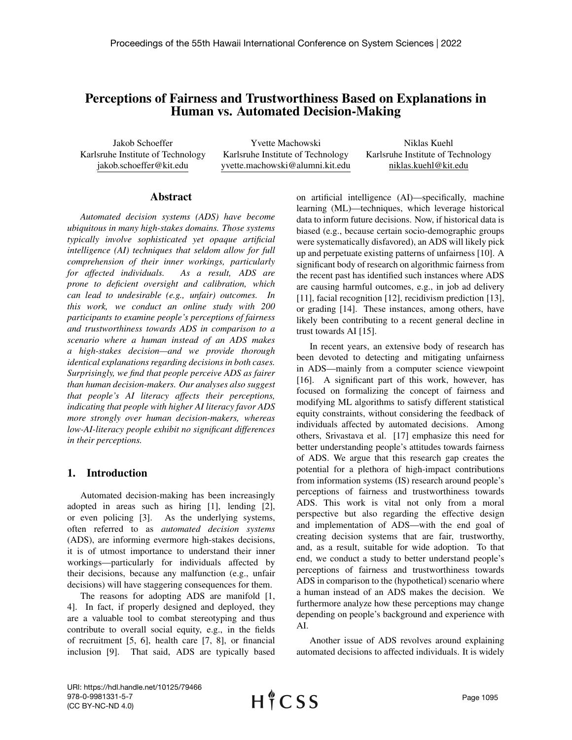# Perceptions of Fairness and Trustworthiness Based on Explanations in Human vs. Automated Decision-Making

Jakob Schoeffer
Karlsruhe Institute of Technology
jakob.schoeffer@kit.edu

Yvette Machowski
Karlsruhe Institute of Technology
yvette.machowski@alumni.kit.edu

Niklas Kuehl
Karlsruhe Institute of Technology
niklas.kuehl@kit.edu

## Abstract

*Automated decision systems (ADS) have become ubiquitous in many high-stakes domains. Those systems typically involve sophisticated yet opaque artificial intelligence (AI) techniques that seldom allow for full comprehension of their inner workings, particularly for affected individuals. As a result, ADS are prone to deficient oversight and calibration, which can lead to undesirable (e.g., unfair) outcomes. In this work, we conduct an online study with 200 participants to examine people's perceptions of fairness and trustworthiness towards ADS in comparison to a scenario where a human instead of an ADS makes a high-stakes decision—and we provide thorough identical explanations regarding decisions in both cases. Surprisingly, we find that people perceive ADS as fairer than human decision-makers. Our analyses also suggest that people's AI literacy affects their perceptions, indicating that people with higher AI literacy favor ADS more strongly over human decision-makers, whereas low-AI-literacy people exhibit no significant differences in their perceptions.*

## 1. Introduction

Automated decision-making has been increasingly adopted in areas such as hiring [1], lending [2], or even policing [3]. As the underlying systems, often referred to as *automated decision systems* (ADS), are informing evermore high-stakes decisions, it is of utmost importance to understand their inner workings—particularly for individuals affected by their decisions, because any malfunction (e.g., unfair decisions) will have staggering consequences for them.

The reasons for adopting ADS are manifold [1, 4]. In fact, if properly designed and deployed, they are a valuable tool to combat stereotyping and thus contribute to overall social equity, e.g., in the fields of recruitment [5, 6], health care [7, 8], or financial inclusion [9]. That said, ADS are typically based on artificial intelligence (AI)—specifically, machine learning (ML)—techniques, which leverage historical data to inform future decisions. Now, if historical data is biased (e.g., because certain socio-demographic groups were systematically disfavored), an ADS will likely pick up and perpetuate existing patterns of unfairness [10]. A significant body of research on algorithmic fairness from the recent past has identified such instances where ADS are causing harmful outcomes, e.g., in job ad delivery [11], facial recognition [12], recidivism prediction [13], or grading [14]. These instances, among others, have likely been contributing to a recent general decline in trust towards AI [15].

In recent years, an extensive body of research has been devoted to detecting and mitigating unfairness in ADS—mainly from a computer science viewpoint [16]. A significant part of this work, however, has focused on formalizing the concept of fairness and modifying ML algorithms to satisfy different statistical equity constraints, without considering the feedback of individuals affected by automated decisions. Among others, Srivastava et al. [17] emphasize this need for better understanding people's attitudes towards fairness of ADS. We argue that this research gap creates the potential for a plethora of high-impact contributions from information systems (IS) research around people's perceptions of fairness and trustworthiness towards ADS. This work is vital not only from a moral perspective but also regarding the effective design and implementation of ADS—with the end goal of creating decision systems that are fair, trustworthy, and, as a result, suitable for wide adoption. To that end, we conduct a study to better understand people's perceptions of fairness and trustworthiness towards ADS in comparison to the (hypothetical) scenario where a human instead of an ADS makes the decision. We furthermore analyze how these perceptions may change depending on people's background and experience with AI.

Another issue of ADS revolves around explaining automated decisions to affected individuals. It is widely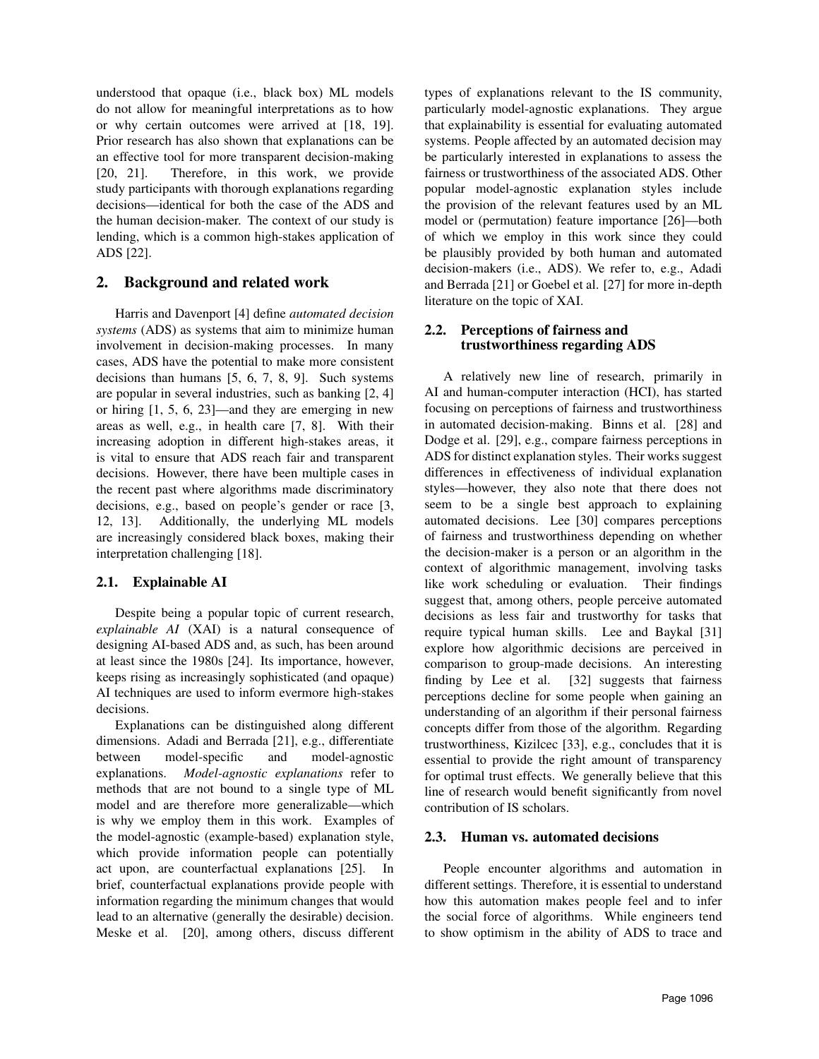understood that opaque (i.e., black box) ML models do not allow for meaningful interpretations as to how or why certain outcomes were arrived at [18, 19]. Prior research has also shown that explanations can be an effective tool for more transparent decision-making [20, 21]. Therefore, in this work, we provide study participants with thorough explanations regarding decisions—identical for both the case of the ADS and the human decision-maker. The context of our study is lending, which is a common high-stakes application of ADS [22].

## 2. Background and related work

Harris and Davenport [4] define *automated decision systems* (ADS) as systems that aim to minimize human involvement in decision-making processes. In many cases, ADS have the potential to make more consistent decisions than humans [5, 6, 7, 8, 9]. Such systems are popular in several industries, such as banking [2, 4] or hiring [1, 5, 6, 23]—and they are emerging in new areas as well, e.g., in health care [7, 8]. With their increasing adoption in different high-stakes areas, it is vital to ensure that ADS reach fair and transparent decisions. However, there have been multiple cases in the recent past where algorithms made discriminatory decisions, e.g., based on people's gender or race [3, 12, 13]. Additionally, the underlying ML models are increasingly considered black boxes, making their interpretation challenging [18].

### 2.1. Explainable AI

Despite being a popular topic of current research, *explainable AI* (XAI) is a natural consequence of designing AI-based ADS and, as such, has been around at least since the 1980s [24]. Its importance, however, keeps rising as increasingly sophisticated (and opaque) AI techniques are used to inform evermore high-stakes decisions.

Explanations can be distinguished along different dimensions. Adadi and Berrada [21], e.g., differentiate between model-specific and model-agnostic explanations. *Model-agnostic explanations* refer to methods that are not bound to a single type of ML model and are therefore more generalizable—which is why we employ them in this work. Examples of the model-agnostic (example-based) explanation style, which provide information people can potentially act upon, are counterfactual explanations [25]. In brief, counterfactual explanations provide people with information regarding the minimum changes that would lead to an alternative (generally the desirable) decision. Meske et al. [20], among others, discuss different types of explanations relevant to the IS community, particularly model-agnostic explanations. They argue that explainability is essential for evaluating automated systems. People affected by an automated decision may be particularly interested in explanations to assess the fairness or trustworthiness of the associated ADS. Other popular model-agnostic explanation styles include the provision of the relevant features used by an ML model or (permutation) feature importance [26]—both of which we employ in this work since they could be plausibly provided by both human and automated decision-makers (i.e., ADS). We refer to, e.g., Adadi and Berrada [21] or Goebel et al. [27] for more in-depth literature on the topic of XAI.

### 2.2. Perceptions of fairness and trustworthiness regarding ADS

A relatively new line of research, primarily in AI and human-computer interaction (HCI), has started focusing on perceptions of fairness and trustworthiness in automated decision-making. Binns et al. [28] and Dodge et al. [29], e.g., compare fairness perceptions in ADS for distinct explanation styles. Their works suggest differences in effectiveness of individual explanation styles—however, they also note that there does not seem to be a single best approach to explaining automated decisions. Lee [30] compares perceptions of fairness and trustworthiness depending on whether the decision-maker is a person or an algorithm in the context of algorithmic management, involving tasks like work scheduling or evaluation. Their findings suggest that, among others, people perceive automated decisions as less fair and trustworthy for tasks that require typical human skills. Lee and Baykal [31] explore how algorithmic decisions are perceived in comparison to group-made decisions. An interesting finding by Lee et al. [32] suggests that fairness perceptions decline for some people when gaining an understanding of an algorithm if their personal fairness concepts differ from those of the algorithm. Regarding trustworthiness, Kizilcec [33], e.g., concludes that it is essential to provide the right amount of transparency for optimal trust effects. We generally believe that this line of research would benefit significantly from novel contribution of IS scholars.

### 2.3. Human vs. automated decisions

People encounter algorithms and automation in different settings. Therefore, it is essential to understand how this automation makes people feel and to infer the social force of algorithms. While engineers tend to show optimism in the ability of ADS to trace and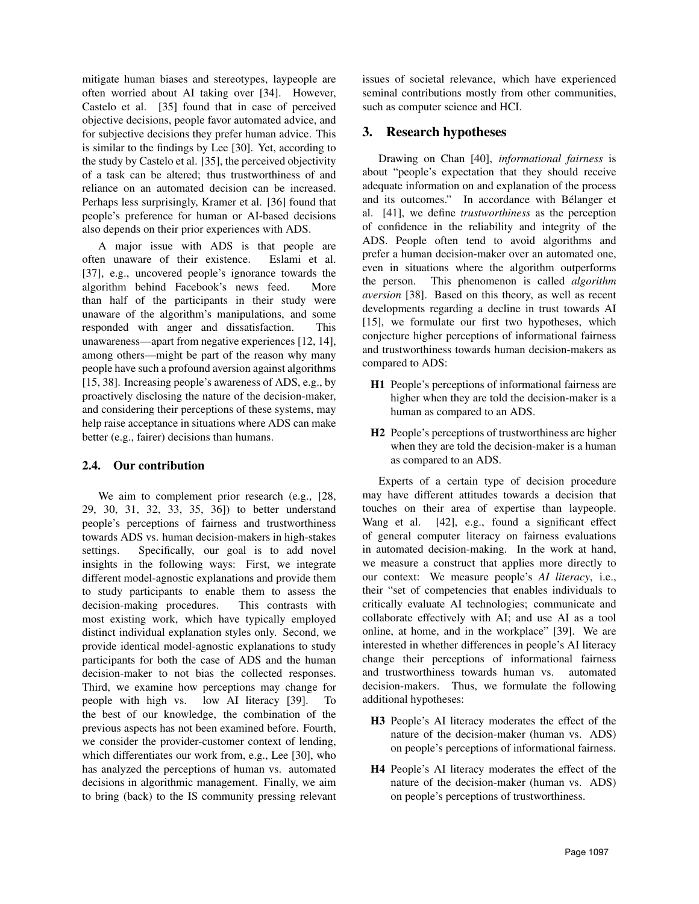mitigate human biases and stereotypes, laypeople are often worried about AI taking over [34]. However, Castelo et al. [35] found that in case of perceived objective decisions, people favor automated advice, and for subjective decisions they prefer human advice. This is similar to the findings by Lee [30]. Yet, according to the study by Castelo et al. [35], the perceived objectivity of a task can be altered; thus trustworthiness of and reliance on an automated decision can be increased. Perhaps less surprisingly, Kramer et al. [36] found that people's preference for human or AI-based decisions also depends on their prior experiences with ADS.

A major issue with ADS is that people are often unaware of their existence. Eslami et al. [37], e.g., uncovered people's ignorance towards the algorithm behind Facebook's news feed. More than half of the participants in their study were unaware of the algorithm's manipulations, and some responded with anger and dissatisfaction. This unawareness—apart from negative experiences [12, 14], among others—might be part of the reason why many people have such a profound aversion against algorithms [15, 38]. Increasing people's awareness of ADS, e.g., by proactively disclosing the nature of the decision-maker, and considering their perceptions of these systems, may help raise acceptance in situations where ADS can make better (e.g., fairer) decisions than humans.

### 2.4. Our contribution

We aim to complement prior research (e.g., [28, 29, 30, 31, 32, 33, 35, 36]) to better understand people's perceptions of fairness and trustworthiness towards ADS vs. human decision-makers in high-stakes settings. Specifically, our goal is to add novel insights in the following ways: First, we integrate different model-agnostic explanations and provide them to study participants to enable them to assess the decision-making procedures. This contrasts with most existing work, which have typically employed distinct individual explanation styles only. Second, we provide identical model-agnostic explanations to study participants for both the case of ADS and the human decision-maker to not bias the collected responses. Third, we examine how perceptions may change for people with high vs. low AI literacy [39]. To the best of our knowledge, the combination of the previous aspects has not been examined before. Fourth, we consider the provider-customer context of lending, which differentiates our work from, e.g., Lee [30], who has analyzed the perceptions of human vs. automated decisions in algorithmic management. Finally, we aim to bring (back) to the IS community pressing relevant issues of societal relevance, which have experienced seminal contributions mostly from other communities, such as computer science and HCI.

## 3. Research hypotheses

Drawing on Chan [40], *informational fairness* is about "people's expectation that they should receive adequate information on and explanation of the process and its outcomes." In accordance with Bélanger et al. [41], we define *trustworthiness* as the perception of confidence in the reliability and integrity of the ADS. People often tend to avoid algorithms and prefer a human decision-maker over an automated one, even in situations where the algorithm outperforms the person. This phenomenon is called *algorithm aversion* [38]. Based on this theory, as well as recent developments regarding a decline in trust towards AI [15], we formulate our first two hypotheses, which conjecture higher perceptions of informational fairness and trustworthiness towards human decision-makers as compared to ADS:

- **H1** People's perceptions of informational fairness are higher when they are told the decision-maker is a human as compared to an ADS.
- **H2** People's perceptions of trustworthiness are higher when they are told the decision-maker is a human as compared to an ADS.

Experts of a certain type of decision procedure may have different attitudes towards a decision that touches on their area of expertise than laypeople. Wang et al. [42], e.g., found a significant effect of general computer literacy on fairness evaluations in automated decision-making. In the work at hand, we measure a construct that applies more directly to our context: We measure people's *AI literacy*, i.e., their "set of competencies that enables individuals to critically evaluate AI technologies; communicate and collaborate effectively with AI; and use AI as a tool online, at home, and in the workplace" [39]. We are interested in whether differences in people's AI literacy change their perceptions of informational fairness and trustworthiness towards human vs. automated decision-makers. Thus, we formulate the following additional hypotheses:

- **H3** People's AI literacy moderates the effect of the nature of the decision-maker (human vs. ADS) on people's perceptions of informational fairness.
- **H4** People's AI literacy moderates the effect of the nature of the decision-maker (human vs. ADS) on people's perceptions of trustworthiness.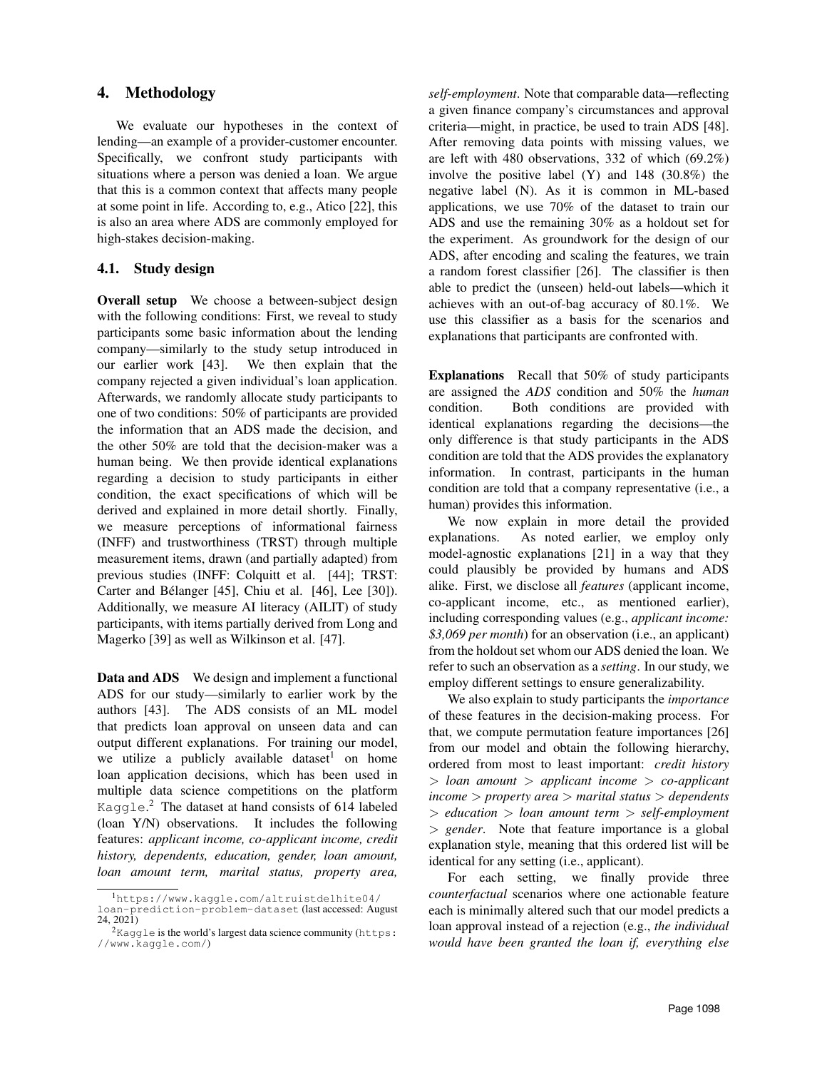## 4. Methodology

We evaluate our hypotheses in the context of lending—an example of a provider-customer encounter. Specifically, we confront study participants with situations where a person was denied a loan. We argue that this is a common context that affects many people at some point in life. According to, e.g., Atico [22], this is also an area where ADS are commonly employed for high-stakes decision-making.

### 4.1. Study design

**Overall setup** We choose a between-subject design with the following conditions: First, we reveal to study participants some basic information about the lending company—similarly to the study setup introduced in our earlier work [43]. We then explain that the company rejected a given individual's loan application. Afterwards, we randomly allocate study participants to one of two conditions: 50% of participants are provided the information that an ADS made the decision, and the other 50% are told that the decision-maker was a human being. We then provide identical explanations regarding a decision to study participants in either condition, the exact specifications of which will be derived and explained in more detail shortly. Finally, we measure perceptions of informational fairness (INFF) and trustworthiness (TRST) through multiple measurement items, drawn (and partially adapted) from previous studies (INFF: Colquitt et al. [44]; TRST: Carter and Bélanger [45], Chiu et al. [46], Lee [30]). Additionally, we measure AI literacy (AILIT) of study participants, with items partially derived from Long and Magerko [39] as well as Wilkinson et al. [47].

**Data and ADS** We design and implement a functional ADS for our study—similarly to earlier work by the authors [43]. The ADS consists of an ML model that predicts loan approval on unseen data and can output different explanations. For training our model, we utilize a publicly available dataset[1] on home loan application decisions, which has been used in multiple data science competitions on the platform Kaggle.[2] The dataset at hand consists of 614 labeled (loan Y/N) observations. It includes the following features: *applicant income, co-applicant income, credit history, dependents, education, gender, loan amount, loan amount term, marital status, property area, self-employment*. Note that comparable data—reflecting a given finance company's circumstances and approval criteria—might, in practice, be used to train ADS [48]. After removing data points with missing values, we are left with 480 observations, 332 of which (69.2%) involve the positive label (Y) and 148 (30.8%) the negative label (N). As it is common in ML-based applications, we use 70% of the dataset to train our ADS and use the remaining 30% as a holdout set for the experiment. As groundwork for the design of our ADS, after encoding and scaling the features, we train a random forest classifier [26]. The classifier is then able to predict the (unseen) held-out labels—which it achieves with an out-of-bag accuracy of 80.1%. We use this classifier as a basis for the scenarios and explanations that participants are confronted with.

**Explanations** Recall that 50% of study participants are assigned the *ADS* condition and 50% the *human* condition. Both conditions are provided with identical explanations regarding the decisions—the only difference is that study participants in the ADS condition are told that the ADS provides the explanatory information. In contrast, participants in the human condition are told that a company representative (i.e., a human) provides this information.

We now explain in more detail the provided explanations. As noted earlier, we employ only model-agnostic explanations [21] in a way that they could plausibly be provided by humans and ADS alike. First, we disclose all *features* (applicant income, co-applicant income, etc., as mentioned earlier), including corresponding values (e.g., *applicant income: $3,069 per month*) for an observation (i.e., an applicant) from the holdout set whom our ADS denied the loan. We refer to such an observation as a *setting*. In our study, we employ different settings to ensure generalizability.

We also explain to study participants the *importance* of these features in the decision-making process. For that, we compute permutation feature importances [26] from our model and obtain the following hierarchy, ordered from most to least important: *credit history > loan amount > applicant income > co-applicant income > property area > marital status > dependents > education > loan amount term > self-employment > gender*. Note that feature importance is a global explanation style, meaning that this ordered list will be identical for any setting (i.e., applicant).

For each setting, we finally provide three *counterfactual* scenarios where one actionable feature each is minimally altered such that our model predicts a loan approval instead of a rejection (e.g., *the individual would have been granted the loan if, everything else*

---

[1] https://www.kaggle.com/altruistdelhite04/loan-prediction-problem-dataset (last accessed: August 24, 2021)

[2] Kaggle is the world's largest data science community (https://www.kaggle.com/)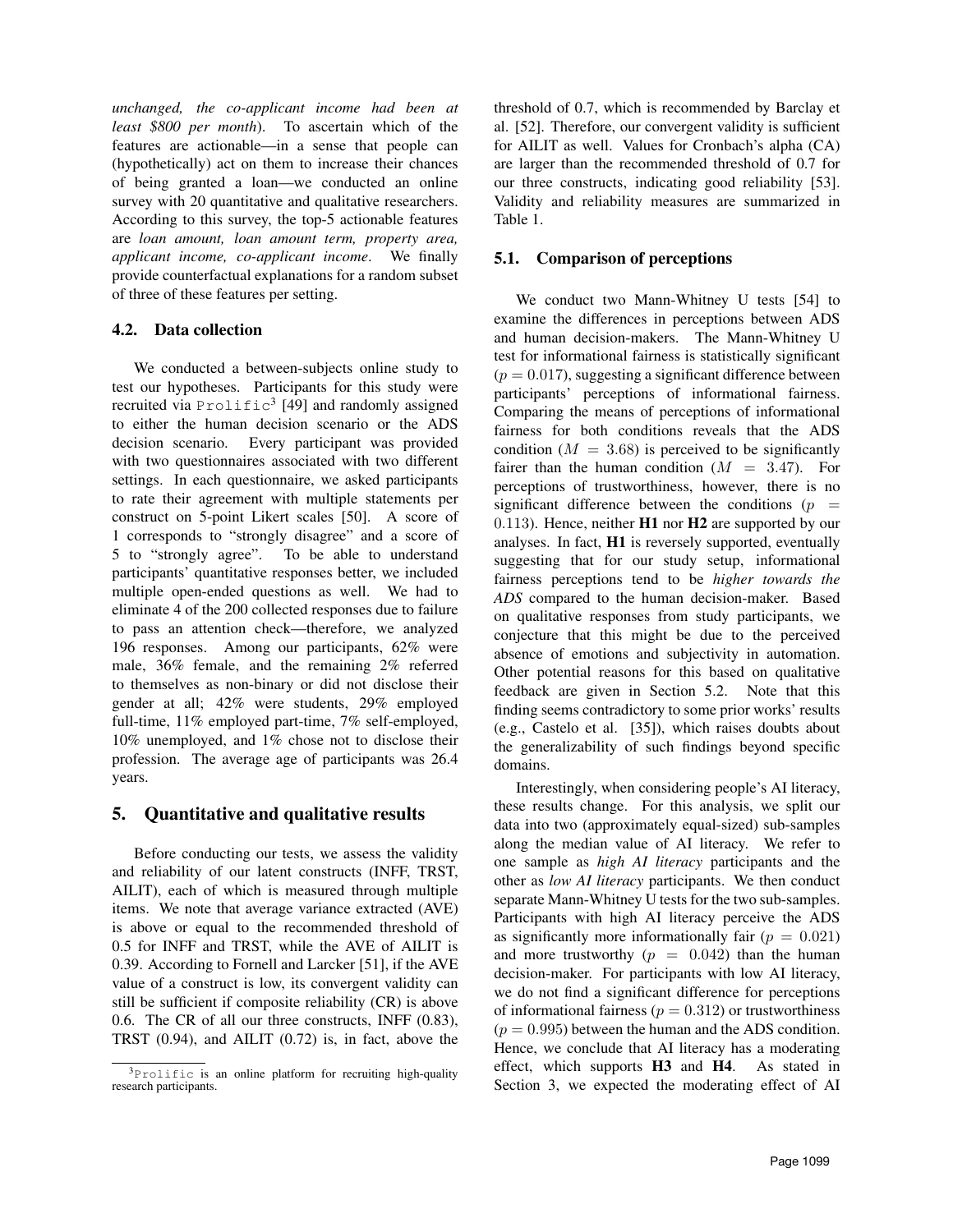*unchanged, the co-applicant income had been at least $800 per month*). To ascertain which of the features are actionable—in a sense that people can (hypothetically) act on them to increase their chances of being granted a loan—we conducted an online survey with 20 quantitative and qualitative researchers. According to this survey, the top-5 actionable features are *loan amount, loan amount term, property area, applicant income, co-applicant income*. We finally provide counterfactual explanations for a random subset of three of these features per setting.

### 4.2. Data collection

We conducted a between-subjects online study to test our hypotheses. Participants for this study were recruited via `Prolific`[3] [49] and randomly assigned to either the human decision scenario or the ADS decision scenario. Every participant was provided with two questionnaires associated with two different settings. In each questionnaire, we asked participants to rate their agreement with multiple statements per construct on 5-point Likert scales [50]. A score of 1 corresponds to "strongly disagree" and a score of 5 to "strongly agree". To be able to understand participants' quantitative responses better, we included multiple open-ended questions as well. We had to eliminate 4 of the 200 collected responses due to failure to pass an attention check—therefore, we analyzed 196 responses. Among our participants, 62% were male, 36% female, and the remaining 2% referred to themselves as non-binary or did not disclose their gender at all; 42% were students, 29% employed full-time, 11% employed part-time, 7% self-employed, 10% unemployed, and 1% chose not to disclose their profession. The average age of participants was 26.4 years.

## 5. Quantitative and qualitative results

Before conducting our tests, we assess the validity and reliability of our latent constructs (INFF, TRST, AILIT), each of which is measured through multiple items. We note that average variance extracted (AVE) is above or equal to the recommended threshold of 0.5 for INFF and TRST, while the AVE of AILIT is 0.39. According to Fornell and Larcker [51], if the AVE value of a construct is low, its convergent validity can still be sufficient if composite reliability (CR) is above 0.6. The CR of all our three constructs, INFF (0.83), TRST (0.94), and AILIT (0.72) is, in fact, above the threshold of 0.7, which is recommended by Barclay et al. [52]. Therefore, our convergent validity is sufficient for AILIT as well. Values for Cronbach's alpha (CA) are larger than the recommended threshold of 0.7 for our three constructs, indicating good reliability [53]. Validity and reliability measures are summarized in Table 1.

### 5.1. Comparison of perceptions

We conduct two Mann-Whitney U tests [54] to examine the differences in perceptions between ADS and human decision-makers. The Mann-Whitney U test for informational fairness is statistically significant ($p = 0.017$), suggesting a significant difference between participants' perceptions of informational fairness. Comparing the means of perceptions of informational fairness for both conditions reveals that the ADS condition ($M = 3.68$) is perceived to be significantly fairer than the human condition ($M = 3.47$). For perceptions of trustworthiness, however, there is no significant difference between the conditions ($p = 0.113$). Hence, neither **H1** nor **H2** are supported by our analyses. In fact, **H1** is reversely supported, eventually suggesting that for our study setup, informational fairness perceptions tend to be *higher towards the ADS* compared to the human decision-maker. Based on qualitative responses from study participants, we conjecture that this might be due to the perceived absence of emotions and subjectivity in automation. Other potential reasons for this based on qualitative feedback are given in Section 5.2. Note that this finding seems contradictory to some prior works' results (e.g., Castelo et al. [35]), which raises doubts about the generalizability of such findings beyond specific domains.

Interestingly, when considering people's AI literacy, these results change. For this analysis, we split our data into two (approximately equal-sized) sub-samples along the median value of AI literacy. We refer to one sample as *high AI literacy* participants and the other as *low AI literacy* participants. We then conduct separate Mann-Whitney U tests for the two sub-samples. Participants with high AI literacy perceive the ADS as significantly more informationally fair ($p = 0.021$) and more trustworthy ($p = 0.042$) than the human decision-maker. For participants with low AI literacy, we do not find a significant difference for perceptions of informational fairness ($p = 0.312$) or trustworthiness ($p = 0.995$) between the human and the ADS condition. Hence, we conclude that AI literacy has a moderating effect, which supports **H3** and **H4**. As stated in Section 3, we expected the moderating effect of AI

[3] `Prolific` is an online platform for recruiting high-quality research participants.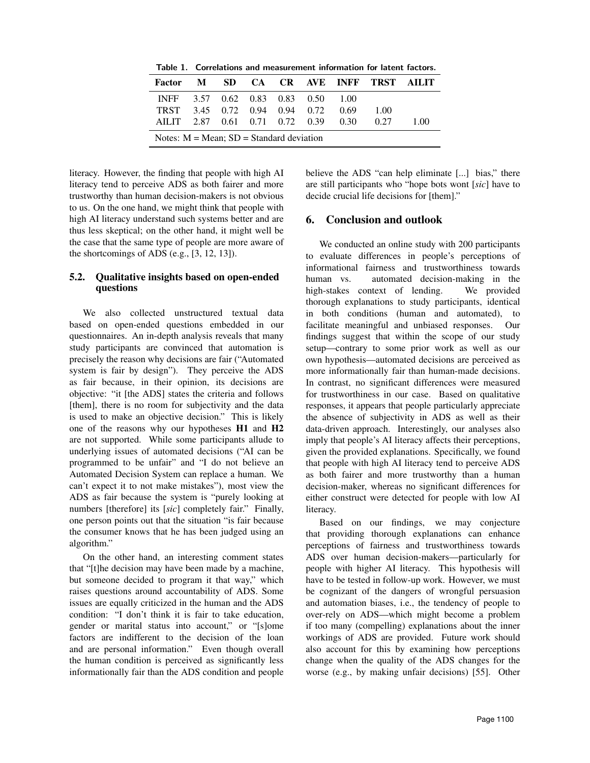Table 1. Correlations and measurement information for latent factors.

| Factor | M | SD | CA | CR | AVE | INFF | TRST | AILIT |
|---|---|---|---|---|---|---|---|---|
| INFF | 3.57 | 0.62 | 0.83 | 0.83 | 0.50 | 1.00 | | |
| TRST | 3.45 | 0.72 | 0.94 | 0.94 | 0.72 | 0.69 | 1.00 | |
| AILIT | 2.87 | 0.61 | 0.71 | 0.72 | 0.39 | 0.30 | 0.27 | 1.00 |

Notes: M = Mean; SD = Standard deviation

literacy. However, the finding that people with high AI literacy tend to perceive ADS as both fairer and more trustworthy than human decision-makers is not obvious to us. On the one hand, we might think that people with high AI literacy understand such systems better and are thus less skeptical; on the other hand, it might well be the case that the same type of people are more aware of the shortcomings of ADS (e.g., [3, 12, 13]).

### 5.2. Qualitative insights based on open-ended questions

We also collected unstructured textual data based on open-ended questions embedded in our questionnaires. An in-depth analysis reveals that many study participants are convinced that automation is precisely the reason why decisions are fair ("Automated system is fair by design"). They perceive the ADS as fair because, in their opinion, its decisions are objective: "it [the ADS] states the criteria and follows [them], there is no room for subjectivity and the data is used to make an objective decision." This is likely one of the reasons why our hypotheses **H1** and **H2** are not supported. While some participants allude to underlying issues of automated decisions ("AI can be programmed to be unfair" and "I do not believe an Automated Decision System can replace a human. We can't expect it to not make mistakes"), most view the ADS as fair because the system is "purely looking at numbers [therefore] its [*sic*] completely fair." Finally, one person points out that the situation "is fair because the consumer knows that he has been judged using an algorithm."

On the other hand, an interesting comment states that "[t]he decision may have been made by a machine, but someone decided to program it that way," which raises questions around accountability of ADS. Some issues are equally criticized in the human and the ADS condition: "I don't think it is fair to take education, gender or marital status into account," or "[s]ome factors are indifferent to the decision of the loan and are personal information." Even though overall the human condition is perceived as significantly less informationally fair than the ADS condition and people believe the ADS "can help eliminate [...] bias," there are still participants who "hope bots wont [*sic*] have to decide crucial life decisions for [them]."

## 6. Conclusion and outlook

We conducted an online study with 200 participants to evaluate differences in people's perceptions of informational fairness and trustworthiness towards human vs. automated decision-making in the high-stakes context of lending. We provided thorough explanations to study participants, identical in both conditions (human and automated), to facilitate meaningful and unbiased responses. Our findings suggest that within the scope of our study setup—contrary to some prior work as well as our own hypothesis—automated decisions are perceived as more informationally fair than human-made decisions. In contrast, no significant differences were measured for trustworthiness in our case. Based on qualitative responses, it appears that people particularly appreciate the absence of subjectivity in ADS as well as their data-driven approach. Interestingly, our analyses also imply that people's AI literacy affects their perceptions, given the provided explanations. Specifically, we found that people with high AI literacy tend to perceive ADS as both fairer and more trustworthy than a human decision-maker, whereas no significant differences for either construct were detected for people with low AI literacy.

Based on our findings, we may conjecture that providing thorough explanations can enhance perceptions of fairness and trustworthiness towards ADS over human decision-makers—particularly for people with higher AI literacy. This hypothesis will have to be tested in follow-up work. However, we must be cognizant of the dangers of wrongful persuasion and automation biases, i.e., the tendency of people to over-rely on ADS—which might become a problem if too many (compelling) explanations about the inner workings of ADS are provided. Future work should also account for this by examining how perceptions change when the quality of the ADS changes for the worse (e.g., by making unfair decisions) [55]. Other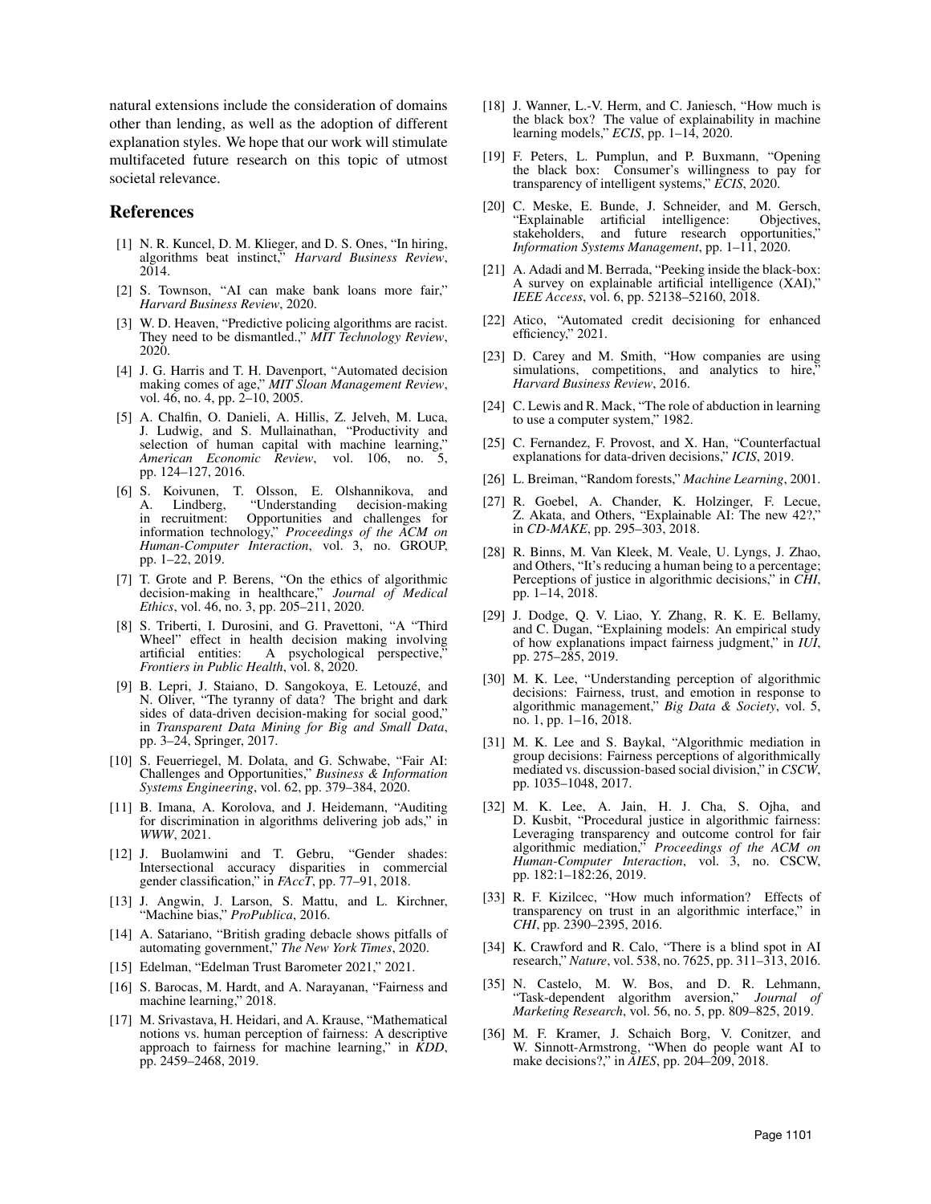natural extensions include the consideration of domains other than lending, as well as the adoption of different explanation styles. We hope that our work will stimulate multifaceted future research on this topic of utmost societal relevance.

## References

[1] N. R. Kuncel, D. M. Klieger, and D. S. Ones, "In hiring, algorithms beat instinct," *Harvard Business Review*, 2014.

[2] S. Townson, "AI can make bank loans more fair," *Harvard Business Review*, 2020.

[3] W. D. Heaven, "Predictive policing algorithms are racist. They need to be dismantled.," *MIT Technology Review*, 2020.

[4] J. G. Harris and T. H. Davenport, "Automated decision making comes of age," *MIT Sloan Management Review*, vol. 46, no. 4, pp. 2–10, 2005.

[5] A. Chalfin, O. Danieli, A. Hillis, Z. Jelveh, M. Luca, J. Ludwig, and S. Mullainathan, "Productivity and selection of human capital with machine learning," *American Economic Review*, vol. 106, no. 5, pp. 124–127, 2016.

[6] S. Koivunen, T. Olsson, E. Olshannikova, and A. Lindberg, "Understanding decision-making in recruitment: Opportunities and challenges for information technology," *Proceedings of the ACM on Human-Computer Interaction*, vol. 3, no. GROUP, pp. 1–22, 2019.

[7] T. Grote and P. Berens, "On the ethics of algorithmic decision-making in healthcare," *Journal of Medical Ethics*, vol. 46, no. 3, pp. 205–211, 2020.

[8] S. Triberti, I. Durosini, and G. Pravettoni, "A "Third Wheel" effect in health decision making involving artificial entities: A psychological perspective," *Frontiers in Public Health*, vol. 8, 2020.

[9] B. Lepri, J. Staiano, D. Sangokoya, E. Letouzé, and N. Oliver, "The tyranny of data? The bright and dark sides of data-driven decision-making for social good," in *Transparent Data Mining for Big and Small Data*, pp. 3–24, Springer, 2017.

[10] S. Feuerriegel, M. Dolata, and G. Schwabe, "Fair AI: Challenges and Opportunities," *Business & Information Systems Engineering*, vol. 62, pp. 379–384, 2020.

[11] B. Imana, A. Korolova, and J. Heidemann, "Auditing for discrimination in algorithms delivering job ads," in *WWW*, 2021.

[12] J. Buolamwini and T. Gebru, "Gender shades: Intersectional accuracy disparities in commercial gender classification," in *FAccT*, pp. 77–91, 2018.

[13] J. Angwin, J. Larson, S. Mattu, and L. Kirchner, "Machine bias," *ProPublica*, 2016.

[14] A. Satariano, "British grading debacle shows pitfalls of automating government," *The New York Times*, 2020.

[15] Edelman, "Edelman Trust Barometer 2021," 2021.

[16] S. Barocas, M. Hardt, and A. Narayanan, "Fairness and machine learning," 2018.

[17] M. Srivastava, H. Heidari, and A. Krause, "Mathematical notions vs. human perception of fairness: A descriptive approach to fairness for machine learning," in *KDD*, pp. 2459–2468, 2019.

[18] J. Wanner, L.-V. Herm, and C. Janiesch, "How much is the black box? The value of explainability in machine learning models," *ECIS*, pp. 1–14, 2020.

[19] F. Peters, L. Pumplun, and P. Buxmann, "Opening the black box: Consumer's willingness to pay for transparency of intelligent systems," *ECIS*, 2020.

[20] C. Meske, E. Bunde, J. Schneider, and M. Gersch, "Explainable artificial intelligence: Objectives, stakeholders, and future research opportunities," *Information Systems Management*, pp. 1–11, 2020.

[21] A. Adadi and M. Berrada, "Peeking inside the black-box: A survey on explainable artificial intelligence (XAI)," *IEEE Access*, vol. 6, pp. 52138–52160, 2018.

[22] Atico, "Automated credit decisioning for enhanced efficiency," 2021.

[23] D. Carey and M. Smith, "How companies are using simulations, competitions, and analytics to hire," *Harvard Business Review*, 2016.

[24] C. Lewis and R. Mack, "The role of abduction in learning to use a computer system," 1982.

[25] C. Fernandez, F. Provost, and X. Han, "Counterfactual explanations for data-driven decisions," *ICIS*, 2019.

[26] L. Breiman, "Random forests," *Machine Learning*, 2001.

[27] R. Goebel, A. Chander, K. Holzinger, F. Lecue, Z. Akata, and Others, "Explainable AI: The new 42?," in *CD-MAKE*, pp. 295–303, 2018.

[28] R. Binns, M. Van Kleek, M. Veale, U. Lyngs, J. Zhao, and Others, "It's reducing a human being to a percentage; Perceptions of justice in algorithmic decisions," in *CHI*, pp. 1–14, 2018.

[29] J. Dodge, Q. V. Liao, Y. Zhang, R. K. E. Bellamy, and C. Dugan, "Explaining models: An empirical study of how explanations impact fairness judgment," in *IUI*, pp. 275–285, 2019.

[30] M. K. Lee, "Understanding perception of algorithmic decisions: Fairness, trust, and emotion in response to algorithmic management," *Big Data & Society*, vol. 5, no. 1, pp. 1–16, 2018.

[31] M. K. Lee and S. Baykal, "Algorithmic mediation in group decisions: Fairness perceptions of algorithmically mediated vs. discussion-based social division," in *CSCW*, pp. 1035–1048, 2017.

[32] M. K. Lee, A. Jain, H. J. Cha, S. Ojha, and D. Kusbit, "Procedural justice in algorithmic fairness: Leveraging transparency and outcome control for fair algorithmic mediation," *Proceedings of the ACM on Human-Computer Interaction*, vol. 3, no. CSCW, pp. 182:1–182:26, 2019.

[33] R. F. Kizilcec, "How much information? Effects of transparency on trust in an algorithmic interface," in *CHI*, pp. 2390–2395, 2016.

[34] K. Crawford and R. Calo, "There is a blind spot in AI research," *Nature*, vol. 538, no. 7625, pp. 311–313, 2016.

[35] N. Castelo, M. W. Bos, and D. R. Lehmann, "Task-dependent algorithm aversion," *Journal of Marketing Research*, vol. 56, no. 5, pp. 809–825, 2019.

[36] M. F. Kramer, J. Schaich Borg, V. Conitzer, and W. Sinnott-Armstrong, "When do people want AI to make decisions?," in *AIES*, pp. 204–209, 2018.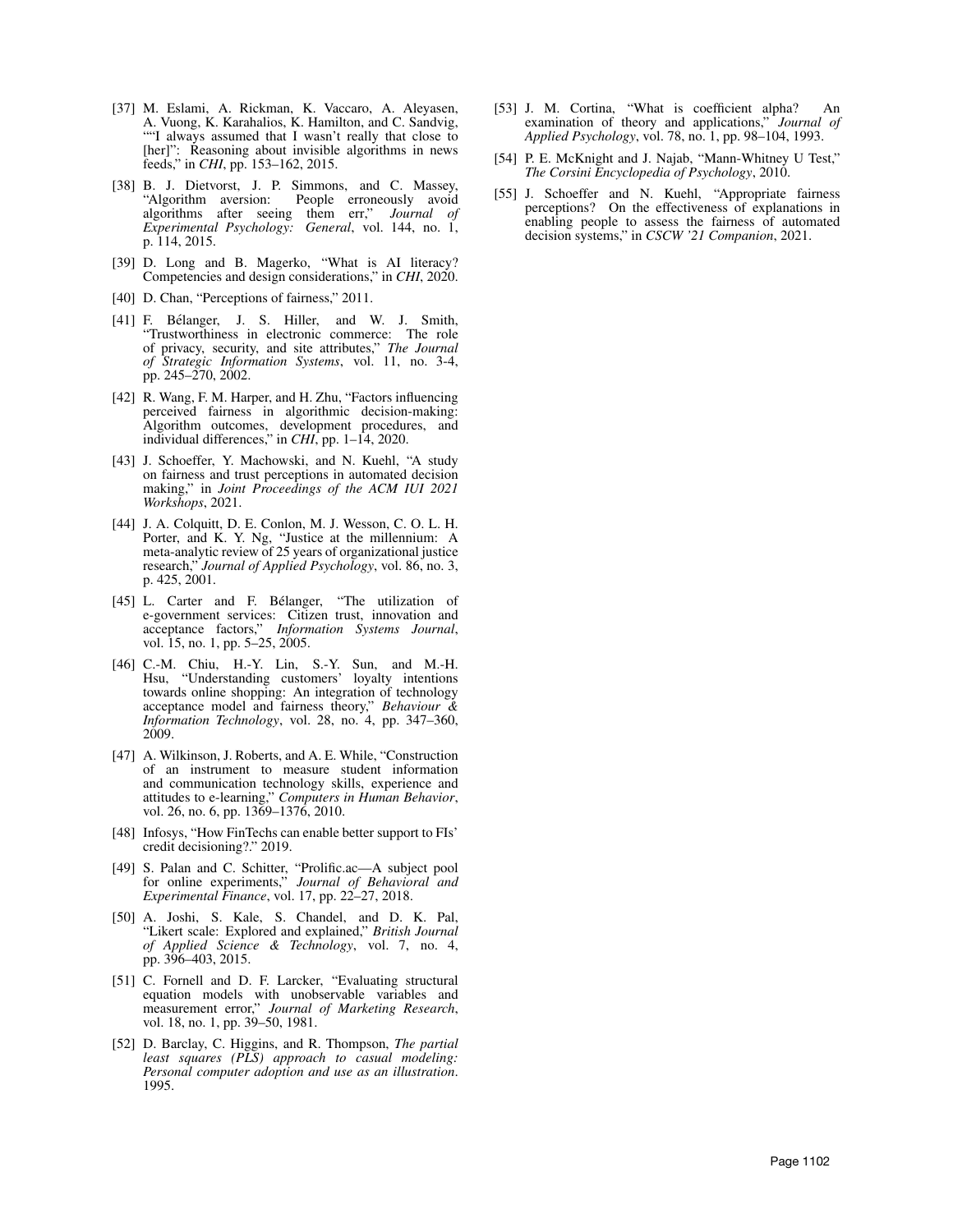[37] M. Eslami, A. Rickman, K. Vaccaro, A. Aleyasen, A. Vuong, K. Karahalios, K. Hamilton, and C. Sandvig, ""I always assumed that I wasn't really that close to [her]": Reasoning about invisible algorithms in news feeds," in *CHI*, pp. 153–162, 2015.

[38] B. J. Dietvorst, J. P. Simmons, and C. Massey, "Algorithm aversion: People erroneously avoid algorithms after seeing them err," *Journal of Experimental Psychology: General*, vol. 144, no. 1, p. 114, 2015.

[39] D. Long and B. Magerko, "What is AI literacy? Competencies and design considerations," in *CHI*, 2020.

[40] D. Chan, "Perceptions of fairness," 2011.

[41] F. Bélanger, J. S. Hiller, and W. J. Smith, "Trustworthiness in electronic commerce: The role of privacy, security, and site attributes," *The Journal of Strategic Information Systems*, vol. 11, no. 3-4, pp. 245–270, 2002.

[42] R. Wang, F. M. Harper, and H. Zhu, "Factors influencing perceived fairness in algorithmic decision-making: Algorithm outcomes, development procedures, and individual differences," in *CHI*, pp. 1–14, 2020.

[43] J. Schoeffer, Y. Machowski, and N. Kuehl, "A study on fairness and trust perceptions in automated decision making," in *Joint Proceedings of the ACM IUI 2021 Workshops*, 2021.

[44] J. A. Colquitt, D. E. Conlon, M. J. Wesson, C. O. L. H. Porter, and K. Y. Ng, "Justice at the millennium: A meta-analytic review of 25 years of organizational justice research," *Journal of Applied Psychology*, vol. 86, no. 3, p. 425, 2001.

[45] L. Carter and F. Bélanger, "The utilization of e-government services: Citizen trust, innovation and acceptance factors," *Information Systems Journal*, vol. 15, no. 1, pp. 5–25, 2005.

[46] C.-M. Chiu, H.-Y. Lin, S.-Y. Sun, and M.-H. Hsu, "Understanding customers' loyalty intentions towards online shopping: An integration of technology acceptance model and fairness theory," *Behaviour & Information Technology*, vol. 28, no. 4, pp. 347–360, 2009.

[47] A. Wilkinson, J. Roberts, and A. E. While, "Construction of an instrument to measure student information and communication technology skills, experience and attitudes to e-learning," *Computers in Human Behavior*, vol. 26, no. 6, pp. 1369–1376, 2010.

[48] Infosys, "How FinTechs can enable better support to FIs' credit decisioning?." 2019.

[49] S. Palan and C. Schitter, "Prolific.ac—A subject pool for online experiments," *Journal of Behavioral and Experimental Finance*, vol. 17, pp. 22–27, 2018.

[50] A. Joshi, S. Kale, S. Chandel, and D. K. Pal, "Likert scale: Explored and explained," *British Journal of Applied Science & Technology*, vol. 7, no. 4, pp. 396–403, 2015.

[51] C. Fornell and D. F. Larcker, "Evaluating structural equation models with unobservable variables and measurement error," *Journal of Marketing Research*, vol. 18, no. 1, pp. 39–50, 1981.

[52] D. Barclay, C. Higgins, and R. Thompson, *The partial least squares (PLS) approach to casual modeling: Personal computer adoption and use as an illustration*. 1995.

[53] J. M. Cortina, "What is coefficient alpha? An examination of theory and applications," *Journal of Applied Psychology*, vol. 78, no. 1, pp. 98–104, 1993.

[54] P. E. McKnight and J. Najab, "Mann-Whitney U Test," *The Corsini Encyclopedia of Psychology*, 2010.

[55] J. Schoeffer and N. Kuehl, "Appropriate fairness perceptions? On the effectiveness of explanations in enabling people to assess the fairness of automated decision systems," in *CSCW '21 Companion*, 2021.